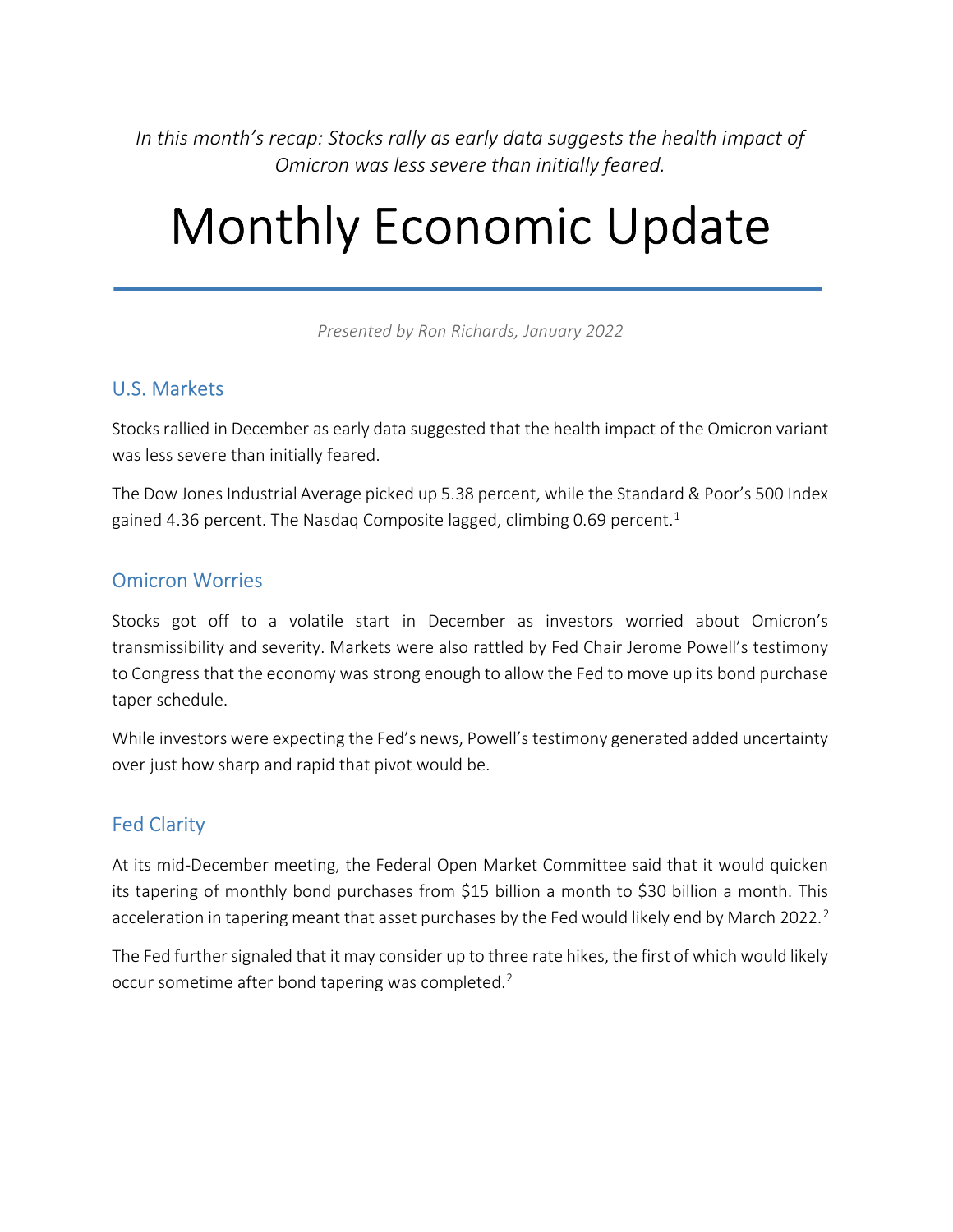*In this month's recap: Stocks rally as early data suggests the health impact of Omicron was less severe than initially feared.*

# Monthly Economic Update

*Presented by Ron Richards, January 2022*

## U.S. Markets

Stocks rallied in December as early data suggested that the health impact of the Omicron variant was less severe than initially feared.

The Dow Jones Industrial Average picked up 5.38 percent, while the Standard & Poor's 500 Index gained 4.36 percent. The Nasdaq Composite lagged, climbing 0.69 percent.[1]

## Omicron Worries

Stocks got off to a volatile start in December as investors worried about Omicron's transmissibility and severity. Markets were also rattled by Fed Chair Jerome Powell's testimony to Congress that the economy was strong enough to allow the Fed to move up its bond purchase taper schedule.

While investors were expecting the Fed's news, Powell's testimony generated added uncertainty over just how sharp and rapid that pivot would be.

## Fed Clarity

At its mid-December meeting, the Federal Open Market Committee said that it would quicken its tapering of monthly bond purchases from $15 billion a month to $30 billion a month. This acceleration in tapering meant that asset purchases by the Fed would likely end by March 2022.[2]

The Fed further signaled that it may consider up to three rate hikes, the first of which would likely occur sometime after bond tapering was completed.[2]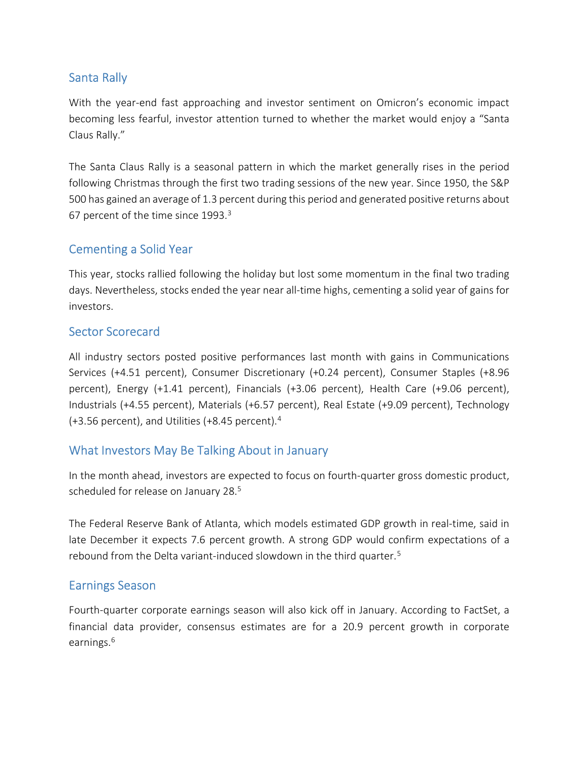## Santa Rally

With the year-end fast approaching and investor sentiment on Omicron's economic impact becoming less fearful, investor attention turned to whether the market would enjoy a "Santa Claus Rally."

The Santa Claus Rally is a seasonal pattern in which the market generally rises in the period following Christmas through the first two trading sessions of the new year. Since 1950, the S&P 500 has gained an average of 1.3 percent during this period and generated positive returns about 67 percent of the time since 1993.[3]

## Cementing a Solid Year

This year, stocks rallied following the holiday but lost some momentum in the final two trading days. Nevertheless, stocks ended the year near all-time highs, cementing a solid year of gains for investors.

## Sector Scorecard

All industry sectors posted positive performances last month with gains in Communications Services (+4.51 percent), Consumer Discretionary (+0.24 percent), Consumer Staples (+8.96 percent), Energy (+1.41 percent), Financials (+3.06 percent), Health Care (+9.06 percent), Industrials (+4.55 percent), Materials (+6.57 percent), Real Estate (+9.09 percent), Technology (+3.56 percent), and Utilities (+8.45 percent).[4]

## What Investors May Be Talking About in January

In the month ahead, investors are expected to focus on fourth-quarter gross domestic product, scheduled for release on January 28.[5]

The Federal Reserve Bank of Atlanta, which models estimated GDP growth in real-time, said in late December it expects 7.6 percent growth. A strong GDP would confirm expectations of a rebound from the Delta variant-induced slowdown in the third quarter.[5]

## Earnings Season

Fourth-quarter corporate earnings season will also kick off in January. According to FactSet, a financial data provider, consensus estimates are for a 20.9 percent growth in corporate earnings.[6]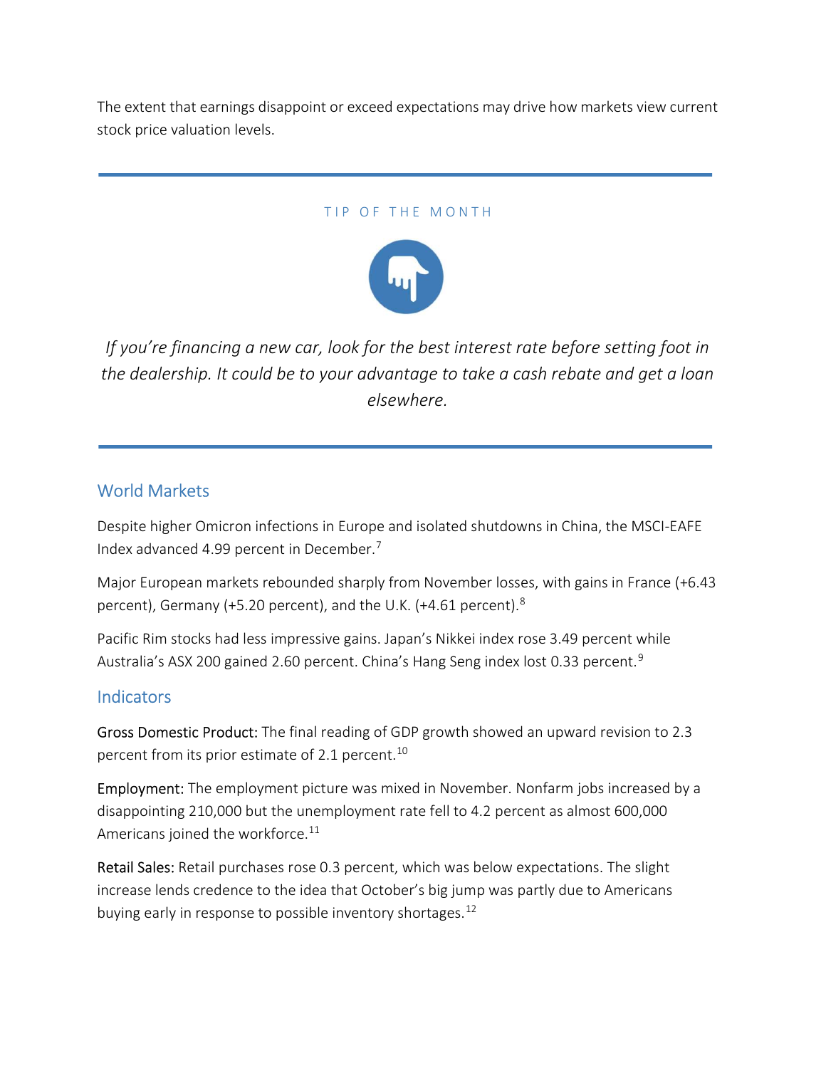The extent that earnings disappoint or exceed expectations may drive how markets view current stock price valuation levels.

---

TIP OF THE MONTH

*If you're financing a new car, look for the best interest rate before setting foot in the dealership. It could be to your advantage to take a cash rebate and get a loan elsewhere.*

---

## World Markets

Despite higher Omicron infections in Europe and isolated shutdowns in China, the MSCI-EAFE Index advanced 4.99 percent in December.[7]

Major European markets rebounded sharply from November losses, with gains in France (+6.43 percent), Germany (+5.20 percent), and the U.K. (+4.61 percent).[8]

Pacific Rim stocks had less impressive gains. Japan's Nikkei index rose 3.49 percent while Australia's ASX 200 gained 2.60 percent. China's Hang Seng index lost 0.33 percent.[9]

## Indicators

Gross Domestic Product: The final reading of GDP growth showed an upward revision to 2.3 percent from its prior estimate of 2.1 percent.[10]

Employment: The employment picture was mixed in November. Nonfarm jobs increased by a disappointing 210,000 but the unemployment rate fell to 4.2 percent as almost 600,000 Americans joined the workforce.[11]

Retail Sales: Retail purchases rose 0.3 percent, which was below expectations. The slight increase lends credence to the idea that October's big jump was partly due to Americans buying early in response to possible inventory shortages.[12]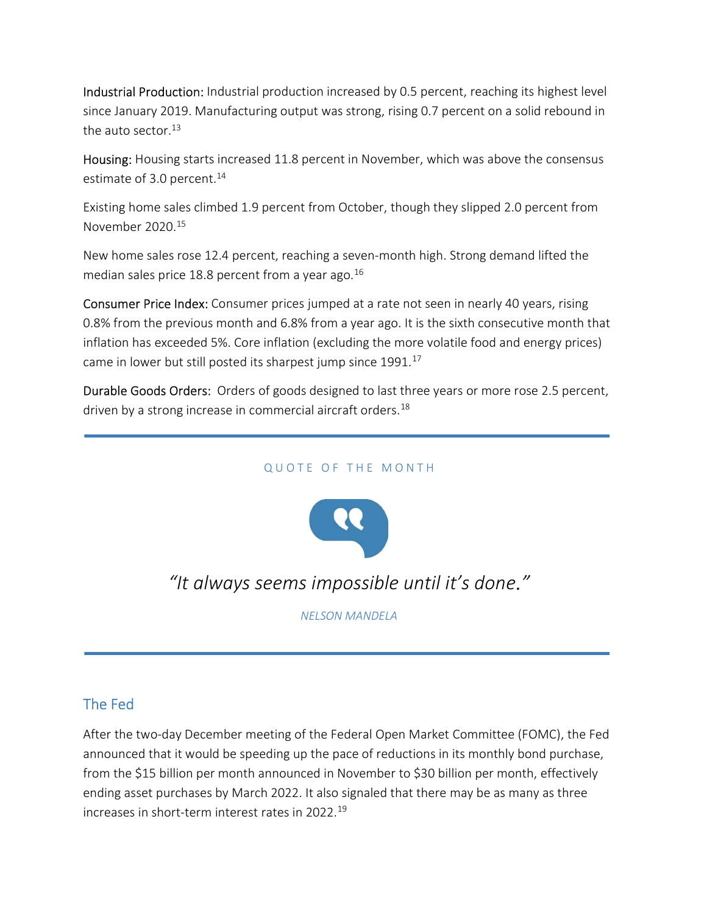**Industrial Production:** Industrial production increased by 0.5 percent, reaching its highest level since January 2019. Manufacturing output was strong, rising 0.7 percent on a solid rebound in the auto sector.[13]

**Housing:** Housing starts increased 11.8 percent in November, which was above the consensus estimate of 3.0 percent.[14]

Existing home sales climbed 1.9 percent from October, though they slipped 2.0 percent from November 2020.[15]

New home sales rose 12.4 percent, reaching a seven-month high. Strong demand lifted the median sales price 18.8 percent from a year ago.[16]

**Consumer Price Index:** Consumer prices jumped at a rate not seen in nearly 40 years, rising 0.8% from the previous month and 6.8% from a year ago. It is the sixth consecutive month that inflation has exceeded 5%. Core inflation (excluding the more volatile food and energy prices) came in lower but still posted its sharpest jump since 1991.[17]

**Durable Goods Orders:** Orders of goods designed to last three years or more rose 2.5 percent, driven by a strong increase in commercial aircraft orders.[18]

---

QUOTE OF THE MONTH

*"It always seems impossible until it's done."*

*NELSON MANDELA*

---

## The Fed

After the two-day December meeting of the Federal Open Market Committee (FOMC), the Fed announced that it would be speeding up the pace of reductions in its monthly bond purchase, from the $15 billion per month announced in November to $30 billion per month, effectively ending asset purchases by March 2022. It also signaled that there may be as many as three increases in short-term interest rates in 2022.[19]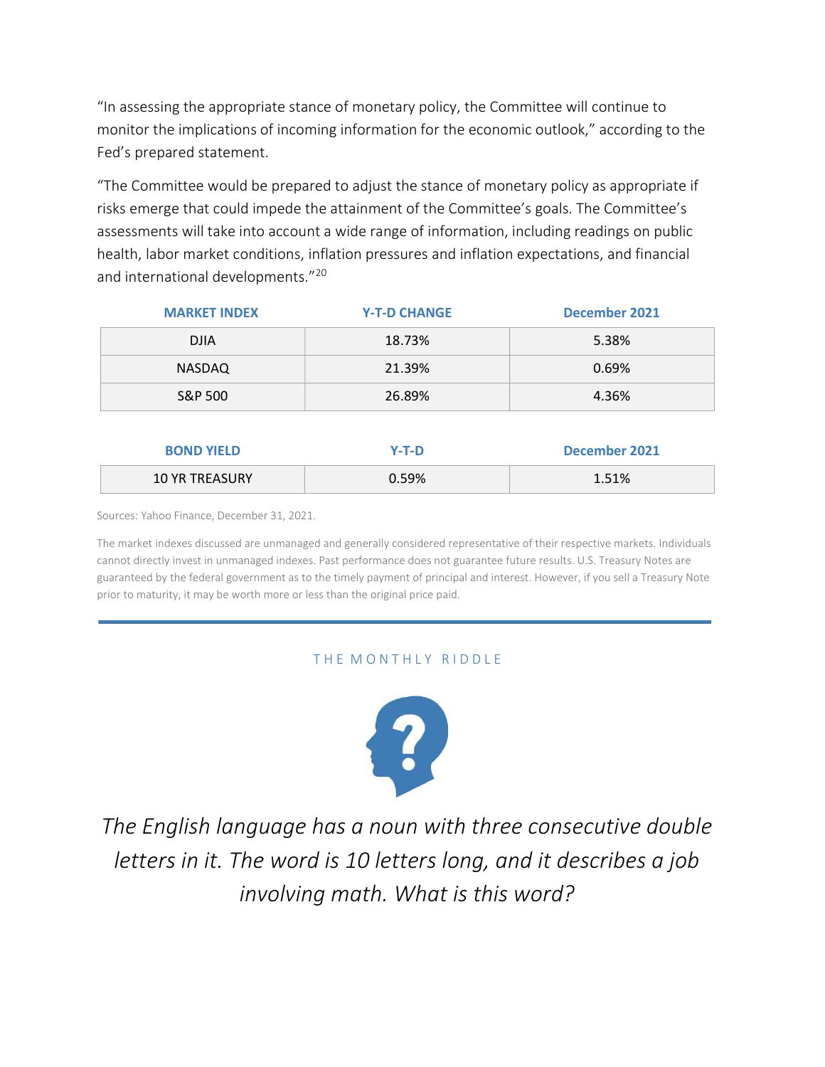"In assessing the appropriate stance of monetary policy, the Committee will continue to monitor the implications of incoming information for the economic outlook," according to the Fed's prepared statement.

"The Committee would be prepared to adjust the stance of monetary policy as appropriate if risks emerge that could impede the attainment of the Committee's goals. The Committee's assessments will take into account a wide range of information, including readings on public health, labor market conditions, inflation pressures and inflation expectations, and financial and international developments."[20]

| MARKET INDEX | Y-T-D CHANGE | December 2021 |
|---|---|---|
| DJIA | 18.73% | 5.38% |
| NASDAQ | 21.39% | 0.69% |
| S&P 500 | 26.89% | 4.36% |

| BOND YIELD | Y-T-D | December 2021 |
|---|---|---|
| 10 YR TREASURY | 0.59% | 1.51% |

Sources: Yahoo Finance, December 31, 2021.

The market indexes discussed are unmanaged and generally considered representative of their respective markets. Individuals cannot directly invest in unmanaged indexes. Past performance does not guarantee future results. U.S. Treasury Notes are guaranteed by the federal government as to the timely payment of principal and interest. However, if you sell a Treasury Note prior to maturity, it may be worth more or less than the original price paid.

## THE MONTHLY RIDDLE

*The English language has a noun with three consecutive double letters in it. The word is 10 letters long, and it describes a job involving math. What is this word?*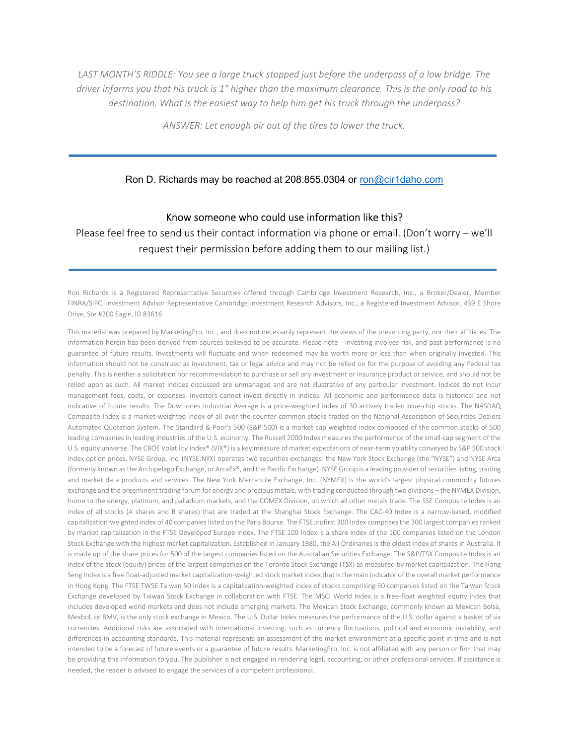*LAST MONTH'S RIDDLE: You see a large truck stopped just before the underpass of a low bridge. The driver informs you that his truck is 1" higher than the maximum clearance. This is the only road to his destination. What is the easiest way to help him get his truck through the underpass?*

*ANSWER: Let enough air out of the tires to lower the truck.*

---

Ron D. Richards may be reached at 208.855.0304 or ron@cir1daho.com

Know someone who could use information like this?
Please feel free to send us their contact information via phone or email. (Don't worry – we'll request their permission before adding them to our mailing list.)

---

Ron Richards is a Registered Representative Securities offered through Cambridge Investment Research, Inc., a Broker/Dealer, Member FINRA/SIPC. Investment Advisor Representative Cambridge Investment Research Advisors, Inc., a Registered Investment Advisor. 439 E Shore Drive, Ste #200 Eagle, ID 83616

This material was prepared by MarketingPro, Inc., and does not necessarily represent the views of the presenting party, nor their affiliates. The information herein has been derived from sources believed to be accurate. Please note - investing involves risk, and past performance is no guarantee of future results. Investments will fluctuate and when redeemed may be worth more or less than when originally invested. This information should not be construed as investment, tax or legal advice and may not be relied on for the purpose of avoiding any Federal tax penalty. This is neither a solicitation nor recommendation to purchase or sell any investment or insurance product or service, and should not be relied upon as such. All market indices discussed are unmanaged and are not illustrative of any particular investment. Indices do not incur management fees, costs, or expenses. Investors cannot invest directly in indices. All economic and performance data is historical and not indicative of future results. The Dow Jones Industrial Average is a price-weighted index of 30 actively traded blue-chip stocks. The NASDAQ Composite Index is a market-weighted index of all over-the-counter common stocks traded on the National Association of Securities Dealers Automated Quotation System. The Standard & Poor's 500 (S&P 500) is a market-cap weighted index composed of the common stocks of 500 leading companies in leading industries of the U.S. economy. The Russell 2000 Index measures the performance of the small-cap segment of the U.S. equity universe. The CBOE Volatility Index® (VIX®) is a key measure of market expectations of near-term volatility conveyed by S&P 500 stock index option prices. NYSE Group, Inc. (NYSE:NYX) operates two securities exchanges: the New York Stock Exchange (the "NYSE") and NYSE Arca (formerly known as the Archipelago Exchange, or ArcaEx®, and the Pacific Exchange). NYSE Group is a leading provider of securities listing, trading and market data products and services. The New York Mercantile Exchange, Inc. (NYMEX) is the world's largest physical commodity futures exchange and the preeminent trading forum for energy and precious metals, with trading conducted through two divisions – the NYMEX Division, home to the energy, platinum, and palladium markets, and the COMEX Division, on which all other metals trade. The SSE Composite Index is an index of all stocks (A shares and B shares) that are traded at the Shanghai Stock Exchange. The CAC-40 Index is a narrow-based, modified capitalization-weighted index of 40 companies listed on the Paris Bourse. The FTSEurofirst 300 Index comprises the 300 largest companies ranked by market capitalization in the FTSE Developed Europe Index. The FTSE 100 Index is a share index of the 100 companies listed on the London Stock Exchange with the highest market capitalization. Established in January 1980, the All Ordinaries is the oldest index of shares in Australia. It is made up of the share prices for 500 of the largest companies listed on the Australian Securities Exchange. The S&P/TSX Composite Index is an index of the stock (equity) prices of the largest companies on the Toronto Stock Exchange (TSX) as measured by market capitalization. The Hang Seng Index is a free float-adjusted market capitalization-weighted stock market index that is the main indicator of the overall market performance in Hong Kong. The FTSE TWSE Taiwan 50 Index is a capitalization-weighted index of stocks comprising 50 companies listed on the Taiwan Stock Exchange developed by Taiwan Stock Exchange in collaboration with FTSE. The MSCI World Index is a free-float weighted equity index that includes developed world markets and does not include emerging markets. The Mexican Stock Exchange, commonly known as Mexican Bolsa, Mexbol, or BMV, is the only stock exchange in Mexico. The U.S. Dollar Index measures the performance of the U.S. dollar against a basket of six currencies. Additional risks are associated with international investing, such as currency fluctuations, political and economic instability, and differences in accounting standards. This material represents an assessment of the market environment at a specific point in time and is not intended to be a forecast of future events or a guarantee of future results. MarketingPro, Inc. is not affiliated with any person or firm that may be providing this information to you. The publisher is not engaged in rendering legal, accounting, or other professional services. If assistance is needed, the reader is advised to engage the services of a competent professional.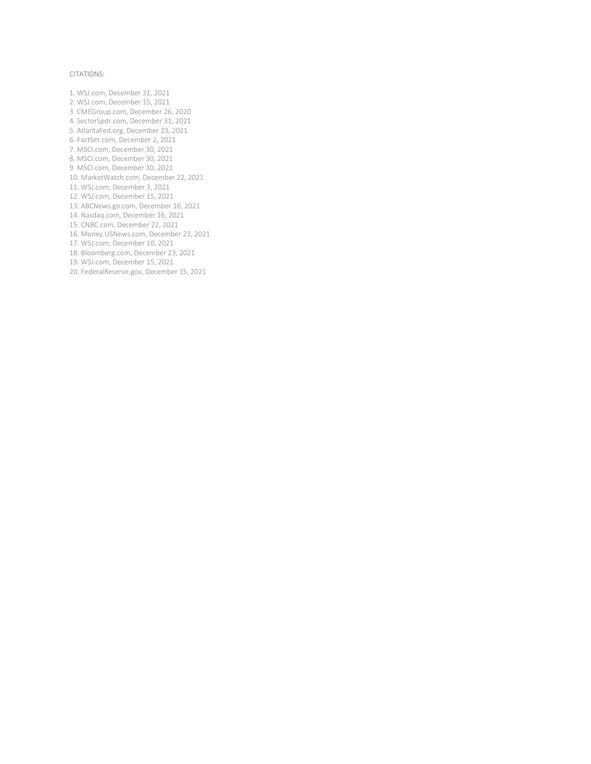CITATIONS:

1. WSJ.com, December 31, 2021
2. WSJ.com, December 15, 2021
3. CMEGroup.com, December 26, 2020
4. SectorSpdr.com, December 31, 2021
5. AtlantaFed.org, December 23, 2021
6. FactSet.com, December 2, 2021
7. MSCI.com, December 30, 2021
8. MSCI.com, December 30, 2021
9. MSCI.com, December 30, 2021
10. MarketWatch.com, December 22, 2021
11. WSJ.com, December 3, 2021
12. WSJ.com, December 15, 2021
13. ABCNews.go.com, December 16, 2021
14. Nasdaq.com, December 16, 2021
15. CNBC.com, December 22, 2021
16. Money.USNews.com, December 23, 2021
17. WSJ.com, December 10, 2021
18. Bloomberg.com, December 23, 2021
19. WSJ.com, December 15, 2021
20. FederalReserve,gov, December 15, 2021